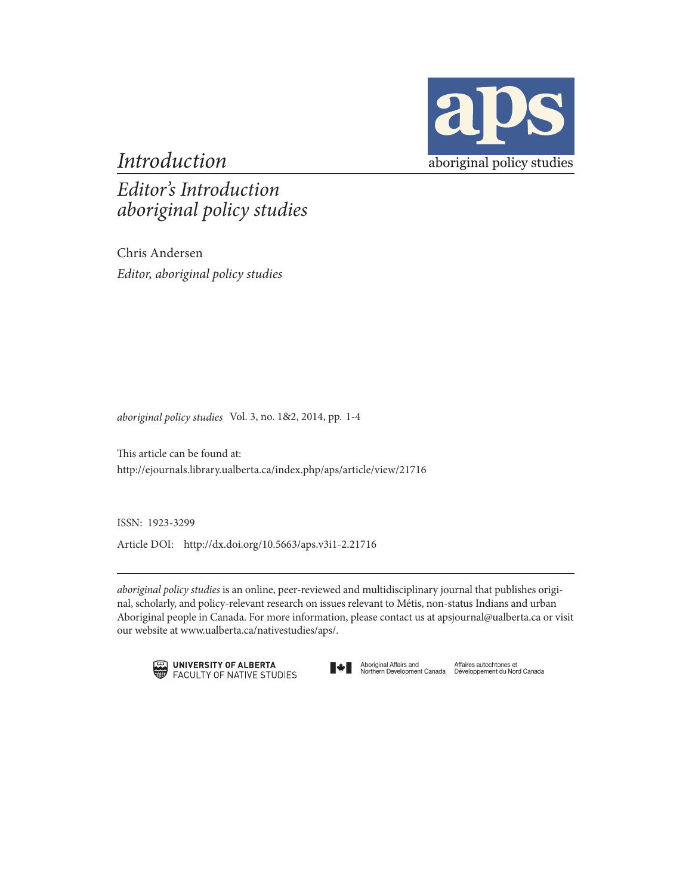aps

aboriginal policy studies

# *Introduction*

## *Editor's Introduction aboriginal policy studies*

Chris Andersen

*Editor, aboriginal policy studies*

*aboriginal policy studies* Vol. 3, no. 1&2, 2014, pp. 1-4

This article can be found at:
http://ejournals.library.ualberta.ca/index.php/aps/article/view/21716

ISSN: 1923-3299

Article DOI: http://dx.doi.org/10.5663/aps.v3i1-2.21716

---

*aboriginal policy studies* is an online, peer-reviewed and multidisciplinary journal that publishes original, scholarly, and policy-relevant research on issues relevant to Métis, non-status Indians and urban Aboriginal people in Canada. For more information, please contact us at apsjournal@ualberta.ca or visit our website at www.ualberta.ca/nativestudies/aps/.

UNIVERSITY OF ALBERTA FACULTY OF NATIVE STUDIES

Aboriginal Affairs and Northern Development Canada — Affaires autochtones et Développement du Nord Canada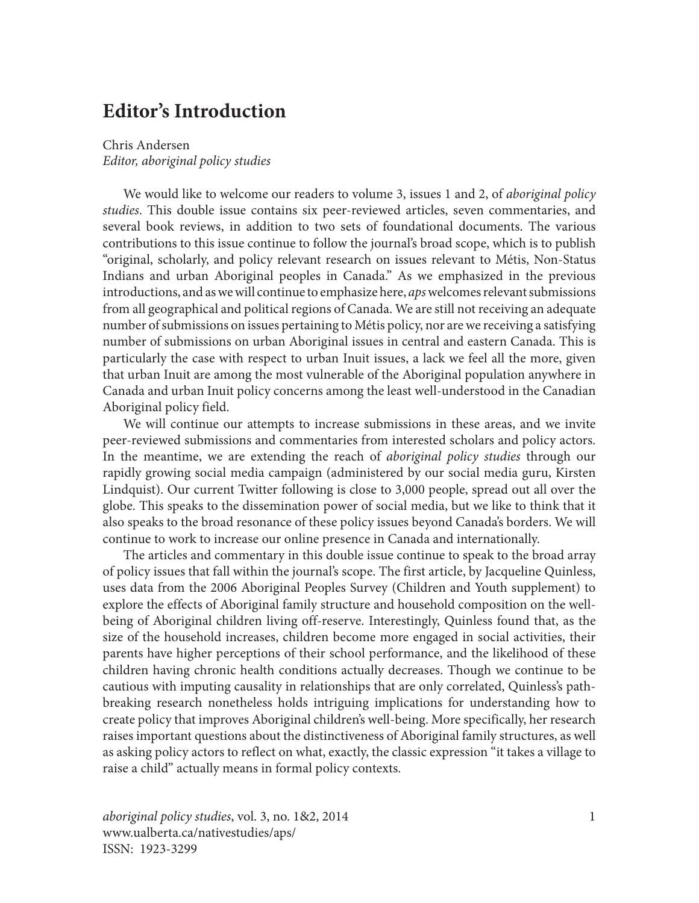# Editor's Introduction

Chris Andersen  
*Editor, aboriginal policy studies*

We would like to welcome our readers to volume 3, issues 1 and 2, of *aboriginal policy studies*. This double issue contains six peer-reviewed articles, seven commentaries, and several book reviews, in addition to two sets of foundational documents. The various contributions to this issue continue to follow the journal's broad scope, which is to publish "original, scholarly, and policy relevant research on issues relevant to Métis, Non-Status Indians and urban Aboriginal peoples in Canada." As we emphasized in the previous introductions, and as we will continue to emphasize here, *aps* welcomes relevant submissions from all geographical and political regions of Canada. We are still not receiving an adequate number of submissions on issues pertaining to Métis policy, nor are we receiving a satisfying number of submissions on urban Aboriginal issues in central and eastern Canada. This is particularly the case with respect to urban Inuit issues, a lack we feel all the more, given that urban Inuit are among the most vulnerable of the Aboriginal population anywhere in Canada and urban Inuit policy concerns among the least well-understood in the Canadian Aboriginal policy field.

We will continue our attempts to increase submissions in these areas, and we invite peer-reviewed submissions and commentaries from interested scholars and policy actors. In the meantime, we are extending the reach of *aboriginal policy studies* through our rapidly growing social media campaign (administered by our social media guru, Kirsten Lindquist). Our current Twitter following is close to 3,000 people, spread out all over the globe. This speaks to the dissemination power of social media, but we like to think that it also speaks to the broad resonance of these policy issues beyond Canada's borders. We will continue to work to increase our online presence in Canada and internationally.

The articles and commentary in this double issue continue to speak to the broad array of policy issues that fall within the journal's scope. The first article, by Jacqueline Quinless, uses data from the 2006 Aboriginal Peoples Survey (Children and Youth supplement) to explore the effects of Aboriginal family structure and household composition on the well-being of Aboriginal children living off-reserve. Interestingly, Quinless found that, as the size of the household increases, children become more engaged in social activities, their parents have higher perceptions of their school performance, and the likelihood of these children having chronic health conditions actually decreases. Though we continue to be cautious with imputing causality in relationships that are only correlated, Quinless's path-breaking research nonetheless holds intriguing implications for understanding how to create policy that improves Aboriginal children's well-being. More specifically, her research raises important questions about the distinctiveness of Aboriginal family structures, as well as asking policy actors to reflect on what, exactly, the classic expression "it takes a village to raise a child" actually means in formal policy contexts.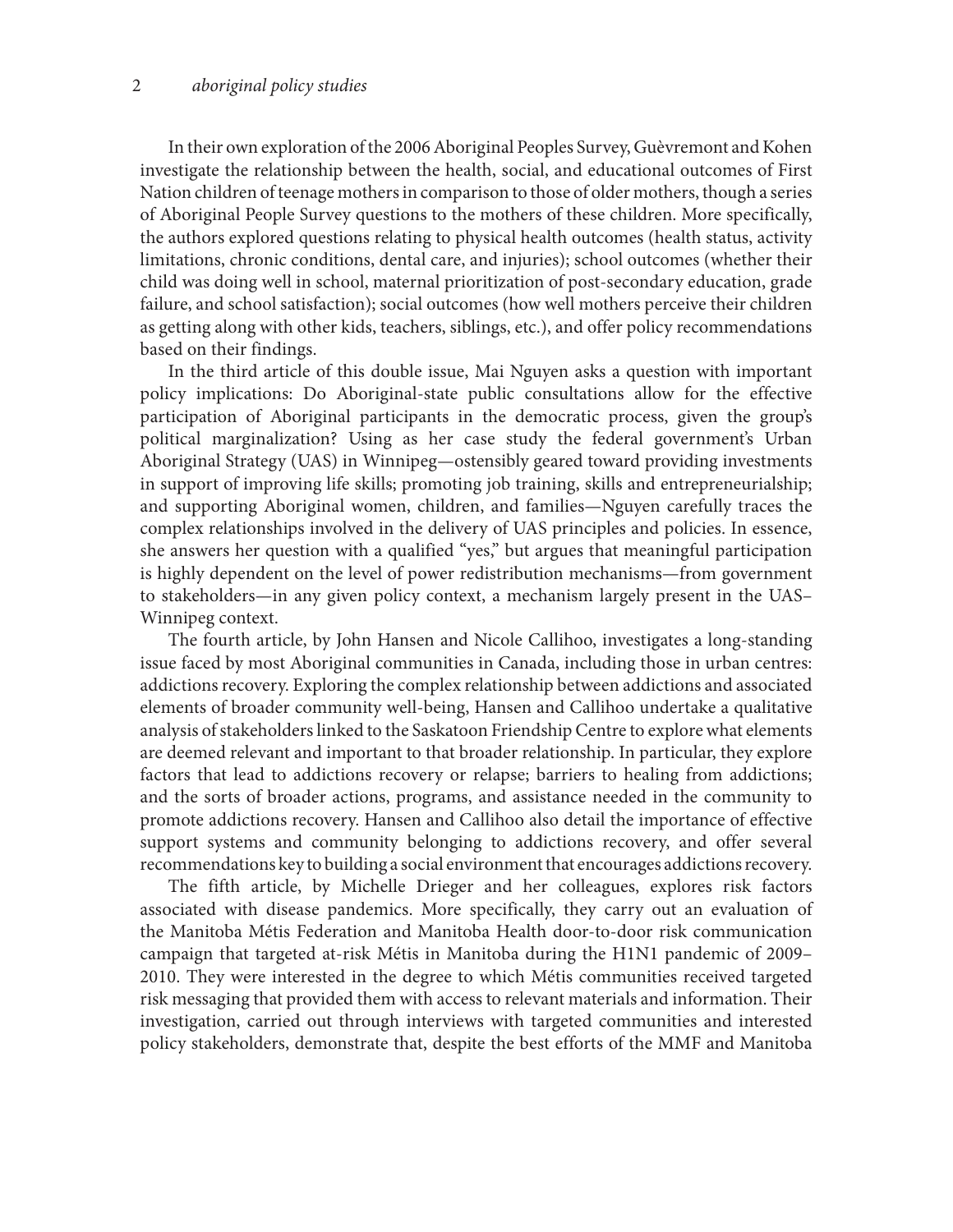In their own exploration of the 2006 Aboriginal Peoples Survey, Guèvremont and Kohen investigate the relationship between the health, social, and educational outcomes of First Nation children of teenage mothers in comparison to those of older mothers, though a series of Aboriginal People Survey questions to the mothers of these children. More specifically, the authors explored questions relating to physical health outcomes (health status, activity limitations, chronic conditions, dental care, and injuries); school outcomes (whether their child was doing well in school, maternal prioritization of post-secondary education, grade failure, and school satisfaction); social outcomes (how well mothers perceive their children as getting along with other kids, teachers, siblings, etc.), and offer policy recommendations based on their findings.

In the third article of this double issue, Mai Nguyen asks a question with important policy implications: Do Aboriginal-state public consultations allow for the effective participation of Aboriginal participants in the democratic process, given the group's political marginalization? Using as her case study the federal government's Urban Aboriginal Strategy (UAS) in Winnipeg—ostensibly geared toward providing investments in support of improving life skills; promoting job training, skills and entrepreneurialship; and supporting Aboriginal women, children, and families—Nguyen carefully traces the complex relationships involved in the delivery of UAS principles and policies. In essence, she answers her question with a qualified "yes," but argues that meaningful participation is highly dependent on the level of power redistribution mechanisms—from government to stakeholders—in any given policy context, a mechanism largely present in the UAS–Winnipeg context.

The fourth article, by John Hansen and Nicole Callihoo, investigates a long-standing issue faced by most Aboriginal communities in Canada, including those in urban centres: addictions recovery. Exploring the complex relationship between addictions and associated elements of broader community well-being, Hansen and Callihoo undertake a qualitative analysis of stakeholders linked to the Saskatoon Friendship Centre to explore what elements are deemed relevant and important to that broader relationship. In particular, they explore factors that lead to addictions recovery or relapse; barriers to healing from addictions; and the sorts of broader actions, programs, and assistance needed in the community to promote addictions recovery. Hansen and Callihoo also detail the importance of effective support systems and community belonging to addictions recovery, and offer several recommendations key to building a social environment that encourages addictions recovery.

The fifth article, by Michelle Drieger and her colleagues, explores risk factors associated with disease pandemics. More specifically, they carry out an evaluation of the Manitoba Métis Federation and Manitoba Health door-to-door risk communication campaign that targeted at-risk Métis in Manitoba during the H1N1 pandemic of 2009–2010. They were interested in the degree to which Métis communities received targeted risk messaging that provided them with access to relevant materials and information. Their investigation, carried out through interviews with targeted communities and interested policy stakeholders, demonstrate that, despite the best efforts of the MMF and Manitoba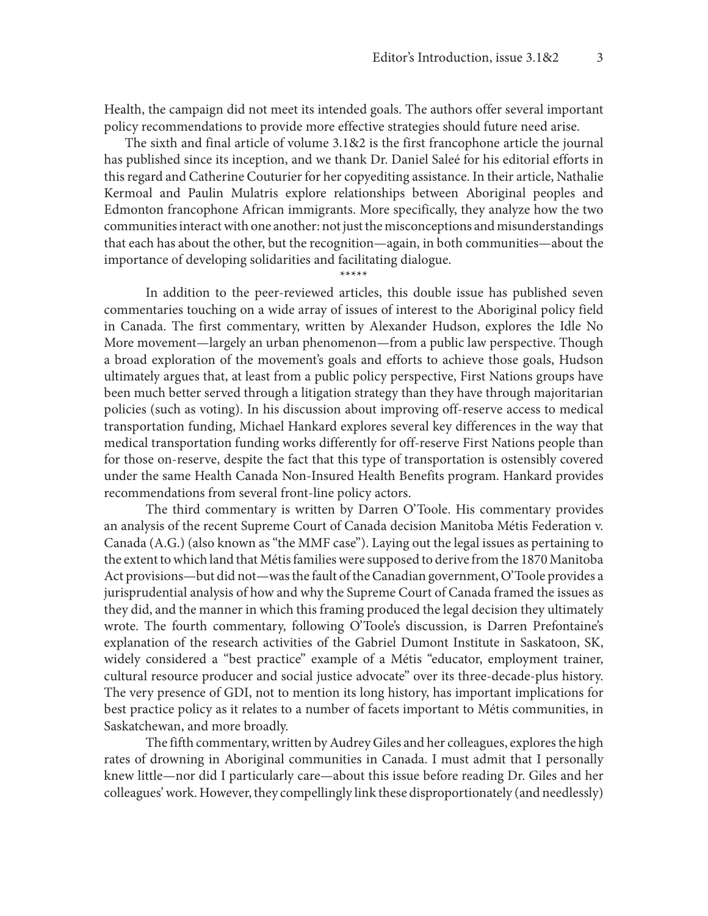Health, the campaign did not meet its intended goals. The authors offer several important policy recommendations to provide more effective strategies should future need arise.

The sixth and final article of volume 3.1&2 is the first francophone article the journal has published since its inception, and we thank Dr. Daniel Saleé for his editorial efforts in this regard and Catherine Couturier for her copyediting assistance. In their article, Nathalie Kermoal and Paulin Mulatris explore relationships between Aboriginal peoples and Edmonton francophone African immigrants. More specifically, they analyze how the two communities interact with one another: not just the misconceptions and misunderstandings that each has about the other, but the recognition—again, in both communities—about the importance of developing solidarities and facilitating dialogue.

*****

In addition to the peer-reviewed articles, this double issue has published seven commentaries touching on a wide array of issues of interest to the Aboriginal policy field in Canada. The first commentary, written by Alexander Hudson, explores the Idle No More movement—largely an urban phenomenon—from a public law perspective. Though a broad exploration of the movement's goals and efforts to achieve those goals, Hudson ultimately argues that, at least from a public policy perspective, First Nations groups have been much better served through a litigation strategy than they have through majoritarian policies (such as voting). In his discussion about improving off-reserve access to medical transportation funding, Michael Hankard explores several key differences in the way that medical transportation funding works differently for off-reserve First Nations people than for those on-reserve, despite the fact that this type of transportation is ostensibly covered under the same Health Canada Non-Insured Health Benefits program. Hankard provides recommendations from several front-line policy actors.

The third commentary is written by Darren O'Toole. His commentary provides an analysis of the recent Supreme Court of Canada decision Manitoba Métis Federation v. Canada (A.G.) (also known as "the MMF case"). Laying out the legal issues as pertaining to the extent to which land that Métis families were supposed to derive from the 1870 Manitoba Act provisions—but did not—was the fault of the Canadian government, O'Toole provides a jurisprudential analysis of how and why the Supreme Court of Canada framed the issues as they did, and the manner in which this framing produced the legal decision they ultimately wrote. The fourth commentary, following O'Toole's discussion, is Darren Prefontaine's explanation of the research activities of the Gabriel Dumont Institute in Saskatoon, SK, widely considered a "best practice" example of a Métis "educator, employment trainer, cultural resource producer and social justice advocate" over its three-decade-plus history. The very presence of GDI, not to mention its long history, has important implications for best practice policy as it relates to a number of facets important to Métis communities, in Saskatchewan, and more broadly.

The fifth commentary, written by Audrey Giles and her colleagues, explores the high rates of drowning in Aboriginal communities in Canada. I must admit that I personally knew little—nor did I particularly care—about this issue before reading Dr. Giles and her colleagues' work. However, they compellingly link these disproportionately (and needlessly)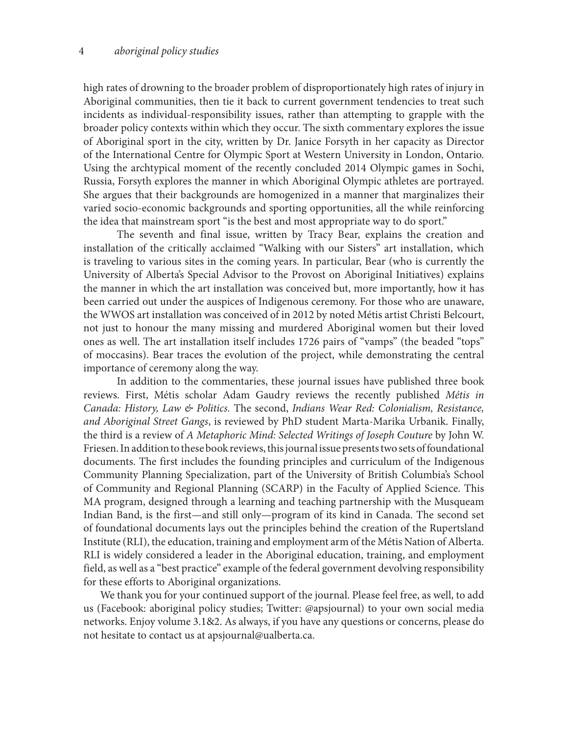high rates of drowning to the broader problem of disproportionately high rates of injury in Aboriginal communities, then tie it back to current government tendencies to treat such incidents as individual-responsibility issues, rather than attempting to grapple with the broader policy contexts within which they occur. The sixth commentary explores the issue of Aboriginal sport in the city, written by Dr. Janice Forsyth in her capacity as Director of the International Centre for Olympic Sport at Western University in London, Ontario. Using the archtypical moment of the recently concluded 2014 Olympic games in Sochi, Russia, Forsyth explores the manner in which Aboriginal Olympic athletes are portrayed. She argues that their backgrounds are homogenized in a manner that marginalizes their varied socio-economic backgrounds and sporting opportunities, all the while reinforcing the idea that mainstream sport "is the best and most appropriate way to do sport."

The seventh and final issue, written by Tracy Bear, explains the creation and installation of the critically acclaimed "Walking with our Sisters" art installation, which is traveling to various sites in the coming years. In particular, Bear (who is currently the University of Alberta's Special Advisor to the Provost on Aboriginal Initiatives) explains the manner in which the art installation was conceived but, more importantly, how it has been carried out under the auspices of Indigenous ceremony. For those who are unaware, the WWOS art installation was conceived of in 2012 by noted Métis artist Christi Belcourt, not just to honour the many missing and murdered Aboriginal women but their loved ones as well. The art installation itself includes 1726 pairs of "vamps" (the beaded "tops" of moccasins). Bear traces the evolution of the project, while demonstrating the central importance of ceremony along the way.

In addition to the commentaries, these journal issues have published three book reviews. First, Métis scholar Adam Gaudry reviews the recently published *Métis in Canada: History, Law & Politics.* The second, *Indians Wear Red: Colonialism, Resistance, and Aboriginal Street Gangs*, is reviewed by PhD student Marta-Marika Urbanik. Finally, the third is a review of *A Metaphoric Mind: Selected Writings of Joseph Couture* by John W. Friesen. In addition to these book reviews, this journal issue presents two sets of foundational documents. The first includes the founding principles and curriculum of the Indigenous Community Planning Specialization, part of the University of British Columbia's School of Community and Regional Planning (SCARP) in the Faculty of Applied Science. This MA program, designed through a learning and teaching partnership with the Musqueam Indian Band, is the first—and still only—program of its kind in Canada. The second set of foundational documents lays out the principles behind the creation of the Rupertsland Institute (RLI), the education, training and employment arm of the Métis Nation of Alberta. RLI is widely considered a leader in the Aboriginal education, training, and employment field, as well as a "best practice" example of the federal government devolving responsibility for these efforts to Aboriginal organizations.

We thank you for your continued support of the journal. Please feel free, as well, to add us (Facebook: aboriginal policy studies; Twitter: @apsjournal) to your own social media networks. Enjoy volume 3.1&2. As always, if you have any questions or concerns, please do not hesitate to contact us at apsjournal@ualberta.ca.